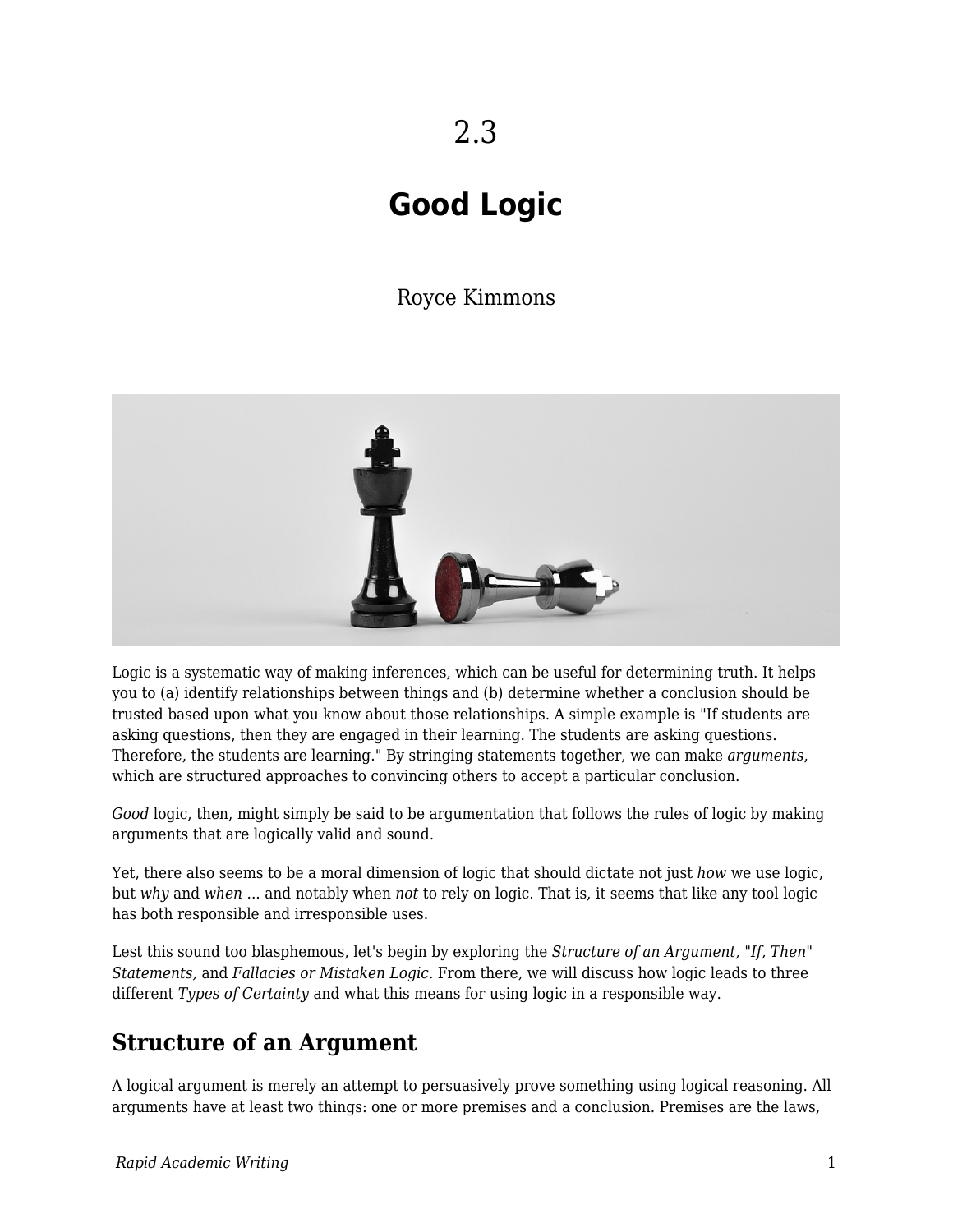# 2.3

# Good Logic

Royce Kimmons

Logic is a systematic way of making inferences, which can be useful for determining truth. It helps you to (a) identify relationships between things and (b) determine whether a conclusion should be trusted based upon what you know about those relationships. A simple example is "If students are asking questions, then they are engaged in their learning. The students are asking questions. Therefore, the students are learning." By stringing statements together, we can make *arguments*, which are structured approaches to convincing others to accept a particular conclusion.

*Good* logic, then, might simply be said to be argumentation that follows the rules of logic by making arguments that are logically valid and sound.

Yet, there also seems to be a moral dimension of logic that should dictate not just *how* we use logic, but *why* and *when* ... and notably when *not* to rely on logic. That is, it seems that like any tool logic has both responsible and irresponsible uses.

Lest this sound too blasphemous, let's begin by exploring the *Structure of an Argument,* "*If, Then*" *Statements,* and *Fallacies or Mistaken Logic.* From there, we will discuss how logic leads to three different *Types of Certainty* and what this means for using logic in a responsible way.

## Structure of an Argument

A logical argument is merely an attempt to persuasively prove something using logical reasoning. All arguments have at least two things: one or more premises and a conclusion. Premises are the laws,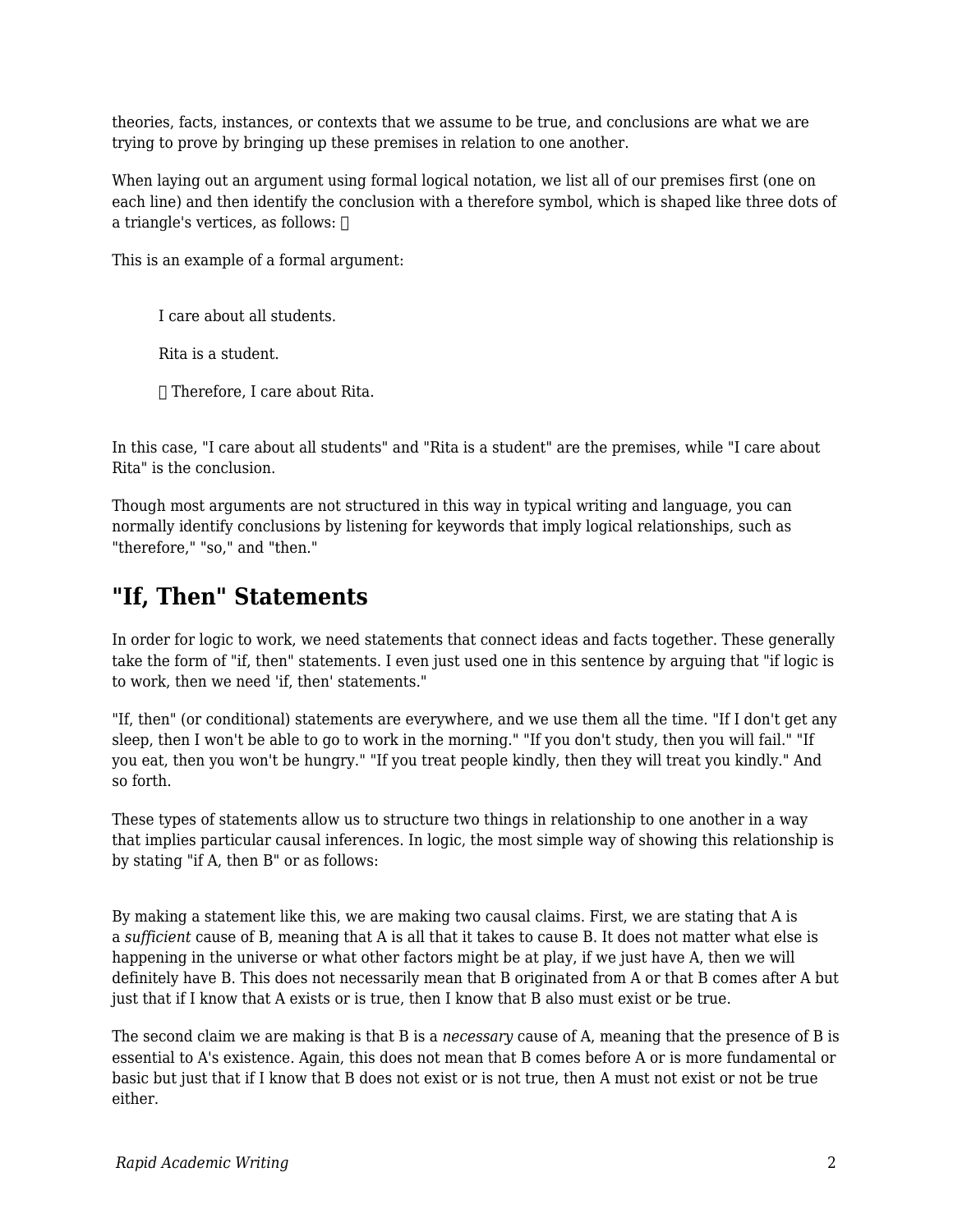theories, facts, instances, or contexts that we assume to be true, and conclusions are what we are trying to prove by bringing up these premises in relation to one another.

When laying out an argument using formal logical notation, we list all of our premises first (one on each line) and then identify the conclusion with a therefore symbol, which is shaped like three dots of a triangle's vertices, as follows: ∴

This is an example of a formal argument:

> I care about all students.
>
> Rita is a student.
>
> ∴ Therefore, I care about Rita.

In this case, "I care about all students" and "Rita is a student" are the premises, while "I care about Rita" is the conclusion.

Though most arguments are not structured in this way in typical writing and language, you can normally identify conclusions by listening for keywords that imply logical relationships, such as "therefore," "so," and "then."

## "If, Then" Statements

In order for logic to work, we need statements that connect ideas and facts together. These generally take the form of "if, then" statements. I even just used one in this sentence by arguing that "if logic is to work, then we need 'if, then' statements."

"If, then" (or conditional) statements are everywhere, and we use them all the time. "If I don't get any sleep, then I won't be able to go to work in the morning." "If you don't study, then you will fail." "If you eat, then you won't be hungry." "If you treat people kindly, then they will treat you kindly." And so forth.

These types of statements allow us to structure two things in relationship to one another in a way that implies particular causal inferences. In logic, the most simple way of showing this relationship is by stating "if A, then B" or as follows:

By making a statement like this, we are making two causal claims. First, we are stating that A is a *sufficient* cause of B, meaning that A is all that it takes to cause B. It does not matter what else is happening in the universe or what other factors might be at play, if we just have A, then we will definitely have B. This does not necessarily mean that B originated from A or that B comes after A but just that if I know that A exists or is true, then I know that B also must exist or be true.

The second claim we are making is that B is a *necessary* cause of A, meaning that the presence of B is essential to A's existence. Again, this does not mean that B comes before A or is more fundamental or basic but just that if I know that B does not exist or is not true, then A must not exist or not be true either.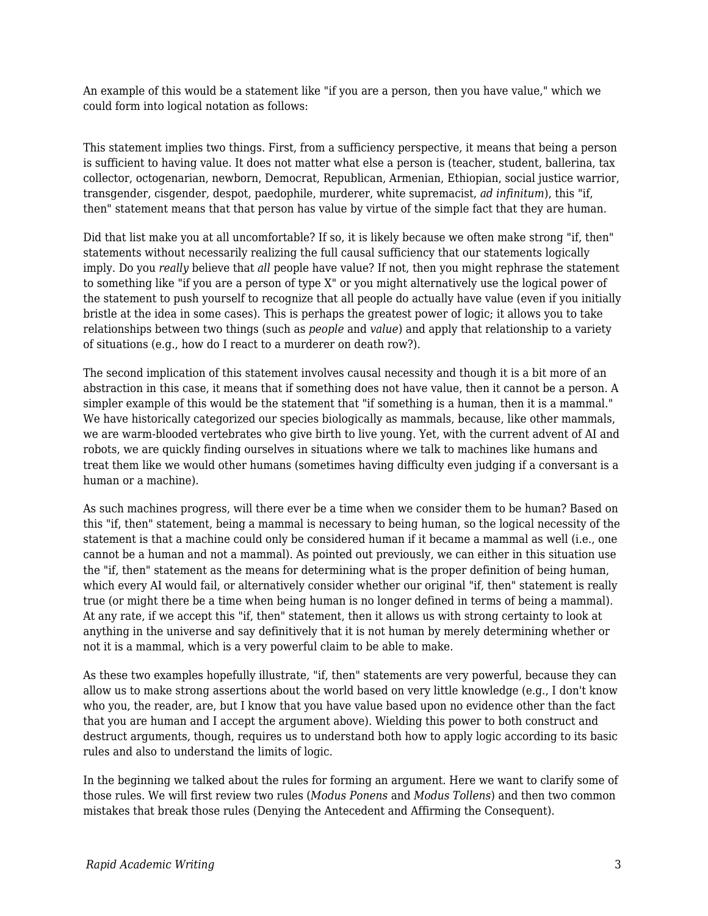An example of this would be a statement like "if you are a person, then you have value," which we could form into logical notation as follows:

This statement implies two things. First, from a sufficiency perspective, it means that being a person is sufficient to having value. It does not matter what else a person is (teacher, student, ballerina, tax collector, octogenarian, newborn, Democrat, Republican, Armenian, Ethiopian, social justice warrior, transgender, cisgender, despot, paedophile, murderer, white supremacist, *ad infinitum*), this "if, then" statement means that that person has value by virtue of the simple fact that they are human.

Did that list make you at all uncomfortable? If so, it is likely because we often make strong "if, then" statements without necessarily realizing the full causal sufficiency that our statements logically imply. Do you *really* believe that *all* people have value? If not, then you might rephrase the statement to something like "if you are a person of type X" or you might alternatively use the logical power of the statement to push yourself to recognize that all people do actually have value (even if you initially bristle at the idea in some cases). This is perhaps the greatest power of logic; it allows you to take relationships between two things (such as *people* and *value*) and apply that relationship to a variety of situations (e.g., how do I react to a murderer on death row?).

The second implication of this statement involves causal necessity and though it is a bit more of an abstraction in this case, it means that if something does not have value, then it cannot be a person. A simpler example of this would be the statement that "if something is a human, then it is a mammal." We have historically categorized our species biologically as mammals, because, like other mammals, we are warm-blooded vertebrates who give birth to live young. Yet, with the current advent of AI and robots, we are quickly finding ourselves in situations where we talk to machines like humans and treat them like we would other humans (sometimes having difficulty even judging if a conversant is a human or a machine).

As such machines progress, will there ever be a time when we consider them to be human? Based on this "if, then" statement, being a mammal is necessary to being human, so the logical necessity of the statement is that a machine could only be considered human if it became a mammal as well (i.e., one cannot be a human and not a mammal). As pointed out previously, we can either in this situation use the "if, then" statement as the means for determining what is the proper definition of being human, which every AI would fail, or alternatively consider whether our original "if, then" statement is really true (or might there be a time when being human is no longer defined in terms of being a mammal). At any rate, if we accept this "if, then" statement, then it allows us with strong certainty to look at anything in the universe and say definitively that it is not human by merely determining whether or not it is a mammal, which is a very powerful claim to be able to make.

As these two examples hopefully illustrate, "if, then" statements are very powerful, because they can allow us to make strong assertions about the world based on very little knowledge (e.g., I don't know who you, the reader, are, but I know that you have value based upon no evidence other than the fact that you are human and I accept the argument above). Wielding this power to both construct and destruct arguments, though, requires us to understand both how to apply logic according to its basic rules and also to understand the limits of logic.

In the beginning we talked about the rules for forming an argument. Here we want to clarify some of those rules. We will first review two rules (*Modus Ponens* and *Modus Tollens*) and then two common mistakes that break those rules (Denying the Antecedent and Affirming the Consequent).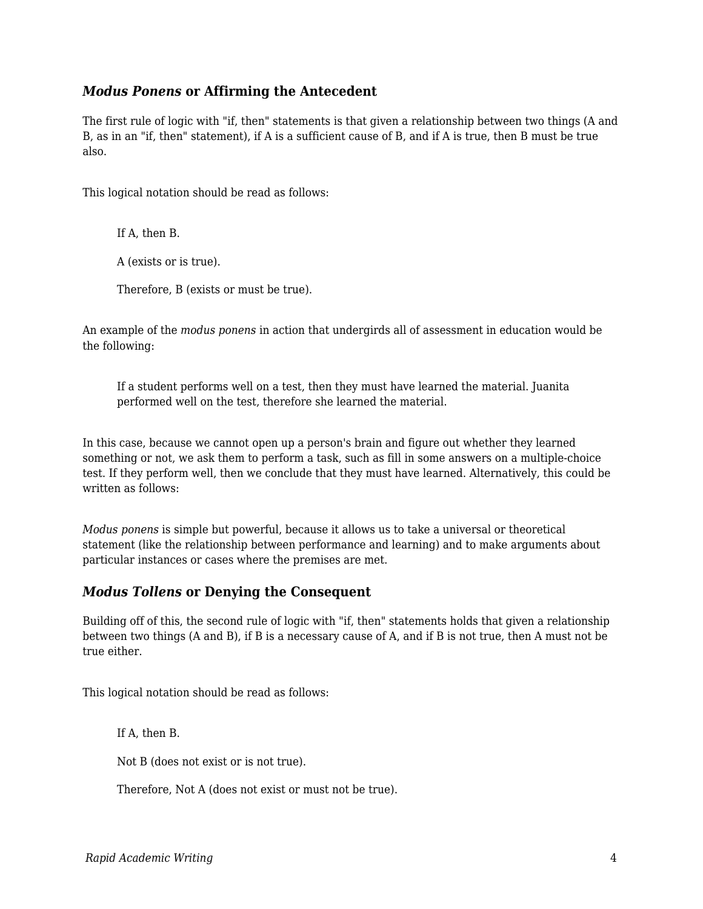### *Modus Ponens* or Affirming the Antecedent

The first rule of logic with "if, then" statements is that given a relationship between two things (A and B, as in an "if, then" statement), if A is a sufficient cause of B, and if A is true, then B must be true also.

This logical notation should be read as follows:

> If A, then B.
>
> A (exists or is true).
>
> Therefore, B (exists or must be true).

An example of the *modus ponens* in action that undergirds all of assessment in education would be the following:

> If a student performs well on a test, then they must have learned the material. Juanita performed well on the test, therefore she learned the material.

In this case, because we cannot open up a person's brain and figure out whether they learned something or not, we ask them to perform a task, such as fill in some answers on a multiple-choice test. If they perform well, then we conclude that they must have learned. Alternatively, this could be written as follows:

*Modus ponens* is simple but powerful, because it allows us to take a universal or theoretical statement (like the relationship between performance and learning) and to make arguments about particular instances or cases where the premises are met.

### *Modus Tollens* or Denying the Consequent

Building off of this, the second rule of logic with "if, then" statements holds that given a relationship between two things (A and B), if B is a necessary cause of A, and if B is not true, then A must not be true either.

This logical notation should be read as follows:

> If A, then B.
>
> Not B (does not exist or is not true).
>
> Therefore, Not A (does not exist or must not be true).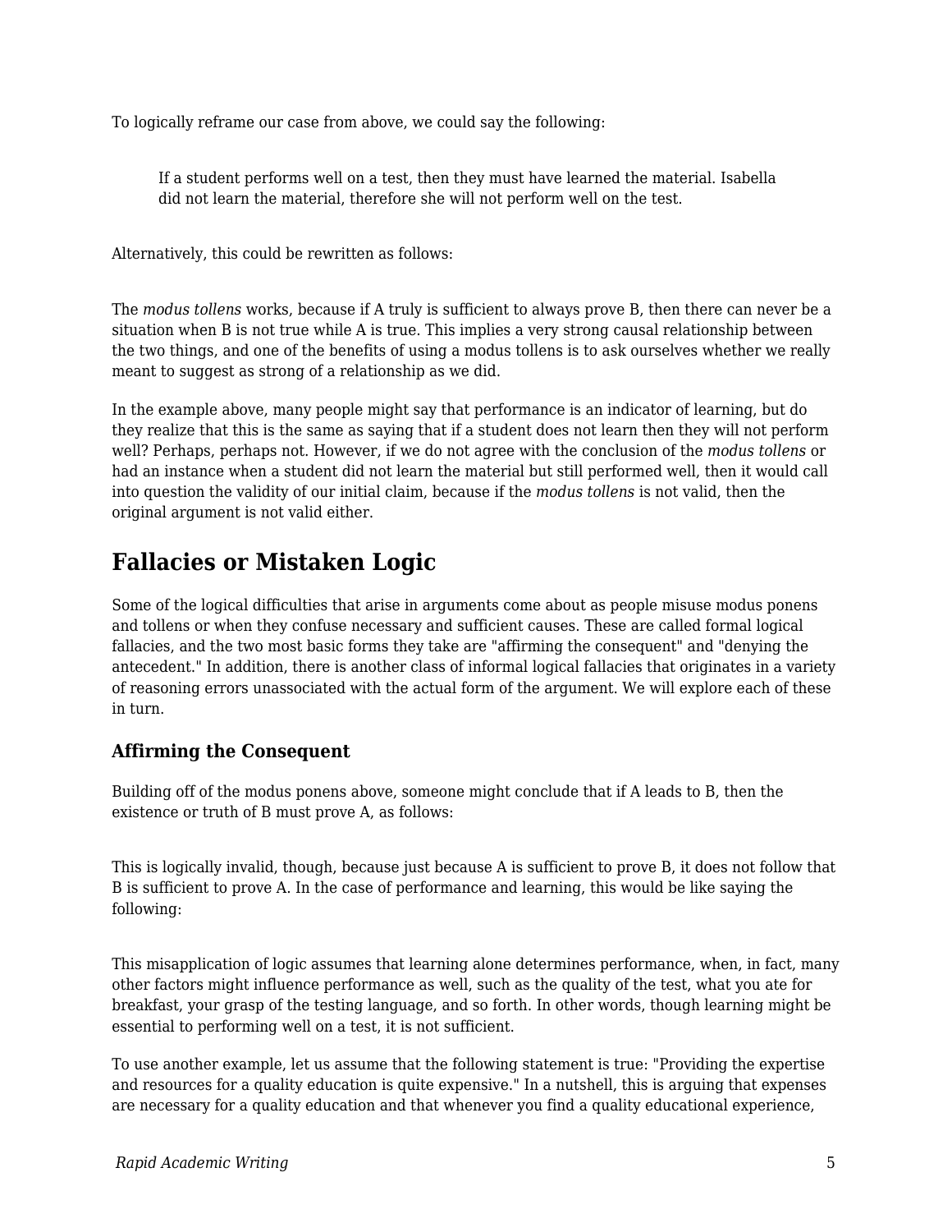To logically reframe our case from above, we could say the following:

> If a student performs well on a test, then they must have learned the material. Isabella did not learn the material, therefore she will not perform well on the test.

Alternatively, this could be rewritten as follows:

The *modus tollens* works, because if A truly is sufficient to always prove B, then there can never be a situation when B is not true while A is true. This implies a very strong causal relationship between the two things, and one of the benefits of using a modus tollens is to ask ourselves whether we really meant to suggest as strong of a relationship as we did.

In the example above, many people might say that performance is an indicator of learning, but do they realize that this is the same as saying that if a student does not learn then they will not perform well? Perhaps, perhaps not. However, if we do not agree with the conclusion of the *modus tollens* or had an instance when a student did not learn the material but still performed well, then it would call into question the validity of our initial claim, because if the *modus tollens* is not valid, then the original argument is not valid either.

## Fallacies or Mistaken Logic

Some of the logical difficulties that arise in arguments come about as people misuse modus ponens and tollens or when they confuse necessary and sufficient causes. These are called formal logical fallacies, and the two most basic forms they take are "affirming the consequent" and "denying the antecedent." In addition, there is another class of informal logical fallacies that originates in a variety of reasoning errors unassociated with the actual form of the argument. We will explore each of these in turn.

### Affirming the Consequent

Building off of the modus ponens above, someone might conclude that if A leads to B, then the existence or truth of B must prove A, as follows:

This is logically invalid, though, because just because A is sufficient to prove B, it does not follow that B is sufficient to prove A. In the case of performance and learning, this would be like saying the following:

This misapplication of logic assumes that learning alone determines performance, when, in fact, many other factors might influence performance as well, such as the quality of the test, what you ate for breakfast, your grasp of the testing language, and so forth. In other words, though learning might be essential to performing well on a test, it is not sufficient.

To use another example, let us assume that the following statement is true: "Providing the expertise and resources for a quality education is quite expensive." In a nutshell, this is arguing that expenses are necessary for a quality education and that whenever you find a quality educational experience,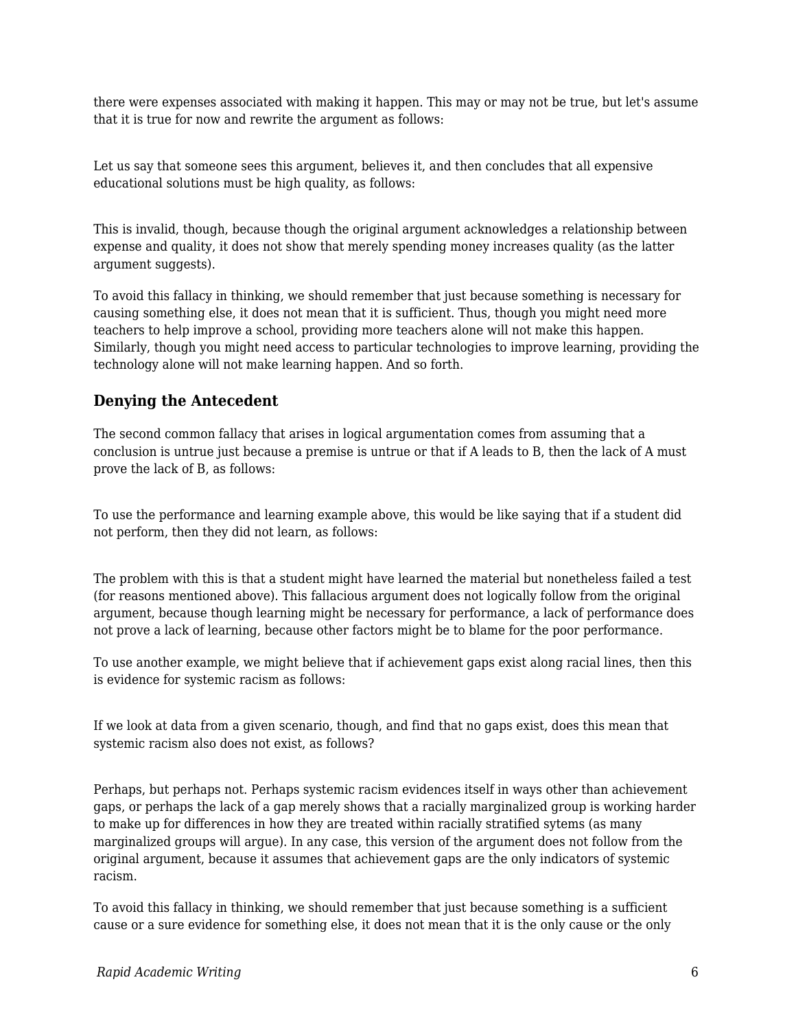there were expenses associated with making it happen. This may or may not be true, but let's assume that it is true for now and rewrite the argument as follows:

Let us say that someone sees this argument, believes it, and then concludes that all expensive educational solutions must be high quality, as follows:

This is invalid, though, because though the original argument acknowledges a relationship between expense and quality, it does not show that merely spending money increases quality (as the latter argument suggests).

To avoid this fallacy in thinking, we should remember that just because something is necessary for causing something else, it does not mean that it is sufficient. Thus, though you might need more teachers to help improve a school, providing more teachers alone will not make this happen. Similarly, though you might need access to particular technologies to improve learning, providing the technology alone will not make learning happen. And so forth.

### Denying the Antecedent

The second common fallacy that arises in logical argumentation comes from assuming that a conclusion is untrue just because a premise is untrue or that if A leads to B, then the lack of A must prove the lack of B, as follows:

To use the performance and learning example above, this would be like saying that if a student did not perform, then they did not learn, as follows:

The problem with this is that a student might have learned the material but nonetheless failed a test (for reasons mentioned above). This fallacious argument does not logically follow from the original argument, because though learning might be necessary for performance, a lack of performance does not prove a lack of learning, because other factors might be to blame for the poor performance.

To use another example, we might believe that if achievement gaps exist along racial lines, then this is evidence for systemic racism as follows:

If we look at data from a given scenario, though, and find that no gaps exist, does this mean that systemic racism also does not exist, as follows?

Perhaps, but perhaps not. Perhaps systemic racism evidences itself in ways other than achievement gaps, or perhaps the lack of a gap merely shows that a racially marginalized group is working harder to make up for differences in how they are treated within racially stratified sytems (as many marginalized groups will argue). In any case, this version of the argument does not follow from the original argument, because it assumes that achievement gaps are the only indicators of systemic racism.

To avoid this fallacy in thinking, we should remember that just because something is a sufficient cause or a sure evidence for something else, it does not mean that it is the only cause or the only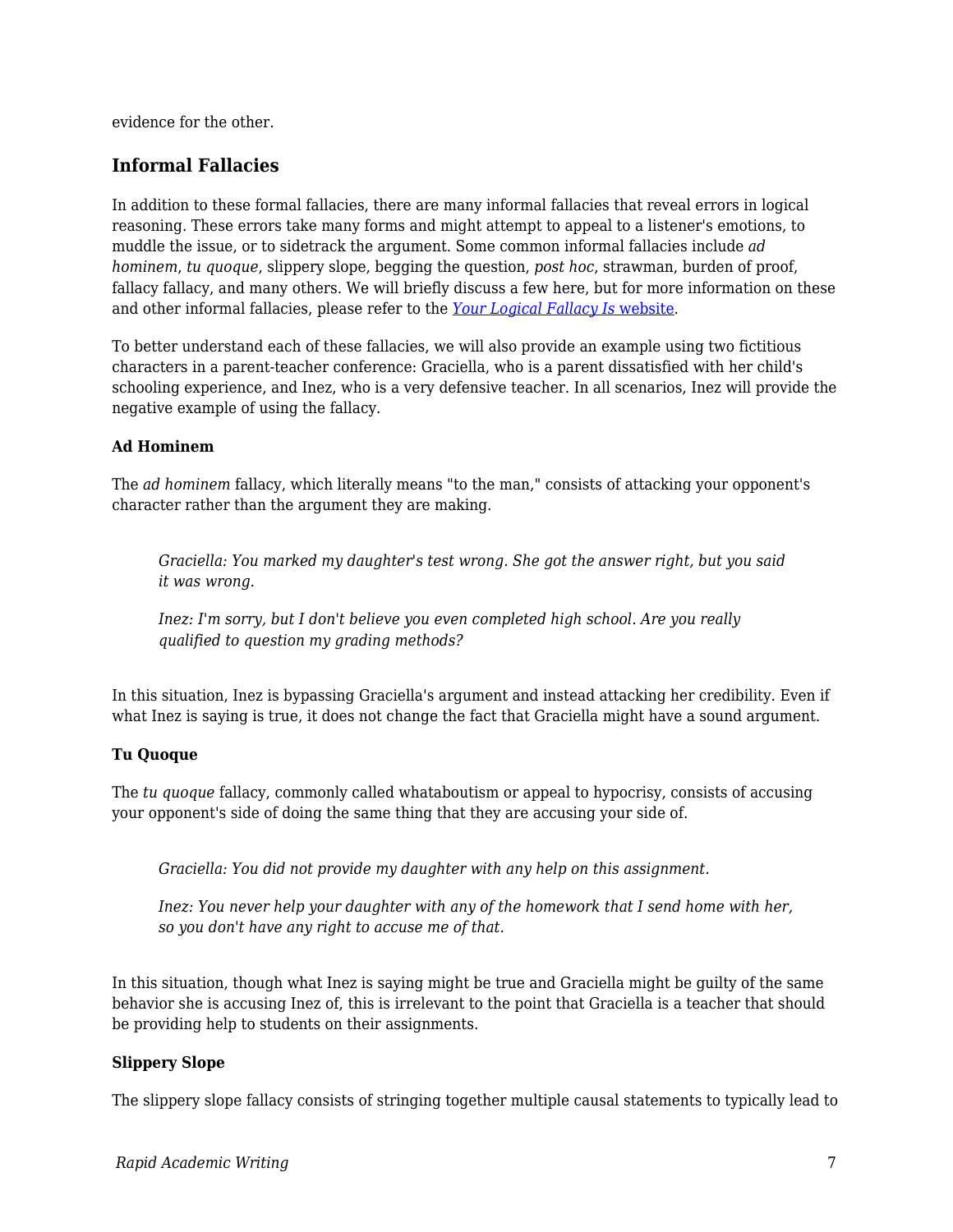evidence for the other.

### Informal Fallacies

In addition to these formal fallacies, there are many informal fallacies that reveal errors in logical reasoning. These errors take many forms and might attempt to appeal to a listener's emotions, to muddle the issue, or to sidetrack the argument. Some common informal fallacies include *ad hominem*, *tu quoque*, slippery slope, begging the question, *post hoc*, strawman, burden of proof, fallacy fallacy, and many others. We will briefly discuss a few here, but for more information on these and other informal fallacies, please refer to the [*Your Logical Fallacy Is* website].

To better understand each of these fallacies, we will also provide an example using two fictitious characters in a parent-teacher conference: Graciella, who is a parent dissatisfied with her child's schooling experience, and Inez, who is a very defensive teacher. In all scenarios, Inez will provide the negative example of using the fallacy.

#### Ad Hominem

The *ad hominem* fallacy, which literally means "to the man," consists of attacking your opponent's character rather than the argument they are making.

> *Graciella: You marked my daughter's test wrong. She got the answer right, but you said it was wrong.*
>
> *Inez: I'm sorry, but I don't believe you even completed high school. Are you really qualified to question my grading methods?*

In this situation, Inez is bypassing Graciella's argument and instead attacking her credibility. Even if what Inez is saying is true, it does not change the fact that Graciella might have a sound argument.

#### Tu Quoque

The *tu quoque* fallacy, commonly called whataboutism or appeal to hypocrisy, consists of accusing your opponent's side of doing the same thing that they are accusing your side of.

> *Graciella: You did not provide my daughter with any help on this assignment.*
>
> *Inez: You never help your daughter with any of the homework that I send home with her, so you don't have any right to accuse me of that.*

In this situation, though what Inez is saying might be true and Graciella might be guilty of the same behavior she is accusing Inez of, this is irrelevant to the point that Graciella is a teacher that should be providing help to students on their assignments.

#### Slippery Slope

The slippery slope fallacy consists of stringing together multiple causal statements to typically lead to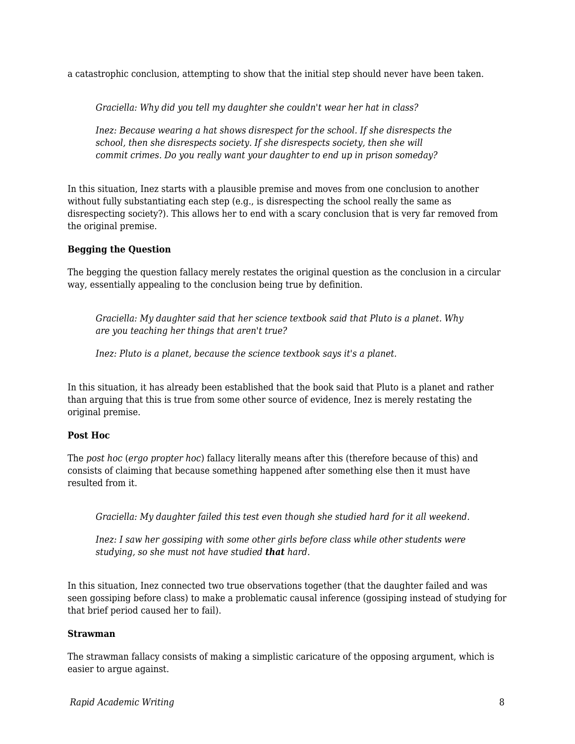a catastrophic conclusion, attempting to show that the initial step should never have been taken.

> *Graciella: Why did you tell my daughter she couldn't wear her hat in class?*
>
> *Inez: Because wearing a hat shows disrespect for the school. If she disrespects the school, then she disrespects society. If she disrespects society, then she will commit crimes. Do you really want your daughter to end up in prison someday?*

In this situation, Inez starts with a plausible premise and moves from one conclusion to another without fully substantiating each step (e.g., is disrespecting the school really the same as disrespecting society?). This allows her to end with a scary conclusion that is very far removed from the original premise.

**Begging the Question**

The begging the question fallacy merely restates the original question as the conclusion in a circular way, essentially appealing to the conclusion being true by definition.

> *Graciella: My daughter said that her science textbook said that Pluto is a planet. Why are you teaching her things that aren't true?*
>
> *Inez: Pluto is a planet, because the science textbook says it's a planet.*

In this situation, it has already been established that the book said that Pluto is a planet and rather than arguing that this is true from some other source of evidence, Inez is merely restating the original premise.

**Post Hoc**

The *post hoc* (*ergo propter hoc*) fallacy literally means after this (therefore because of this) and consists of claiming that because something happened after something else then it must have resulted from it.

> *Graciella: My daughter failed this test even though she studied hard for it all weekend.*
>
> *Inez: I saw her gossiping with some other girls before class while other students were studying, so she must not have studied **that** hard.*

In this situation, Inez connected two true observations together (that the daughter failed and was seen gossiping before class) to make a problematic causal inference (gossiping instead of studying for that brief period caused her to fail).

**Strawman**

The strawman fallacy consists of making a simplistic caricature of the opposing argument, which is easier to argue against.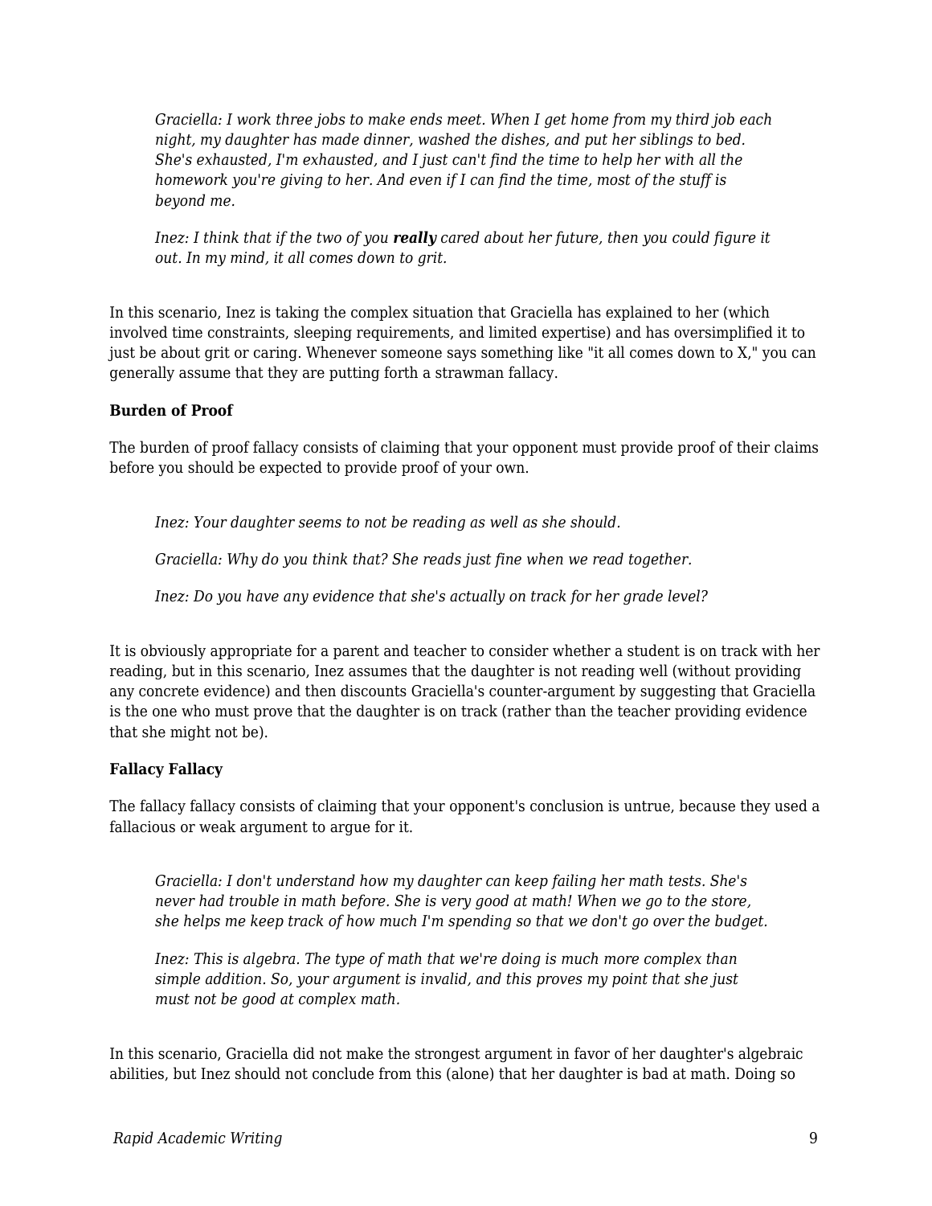> *Graciella: I work three jobs to make ends meet. When I get home from my third job each night, my daughter has made dinner, washed the dishes, and put her siblings to bed. She's exhausted, I'm exhausted, and I just can't find the time to help her with all the homework you're giving to her. And even if I can find the time, most of the stuff is beyond me.*
>
> *Inez: I think that if the two of you **really** cared about her future, then you could figure it out. In my mind, it all comes down to grit.*

In this scenario, Inez is taking the complex situation that Graciella has explained to her (which involved time constraints, sleeping requirements, and limited expertise) and has oversimplified it to just be about grit or caring. Whenever someone says something like "it all comes down to X," you can generally assume that they are putting forth a strawman fallacy.

**Burden of Proof**

The burden of proof fallacy consists of claiming that your opponent must provide proof of their claims before you should be expected to provide proof of your own.

> *Inez: Your daughter seems to not be reading as well as she should.*
>
> *Graciella: Why do you think that? She reads just fine when we read together.*
>
> *Inez: Do you have any evidence that she's actually on track for her grade level?*

It is obviously appropriate for a parent and teacher to consider whether a student is on track with her reading, but in this scenario, Inez assumes that the daughter is not reading well (without providing any concrete evidence) and then discounts Graciella's counter-argument by suggesting that Graciella is the one who must prove that the daughter is on track (rather than the teacher providing evidence that she might not be).

**Fallacy Fallacy**

The fallacy fallacy consists of claiming that your opponent's conclusion is untrue, because they used a fallacious or weak argument to argue for it.

> *Graciella: I don't understand how my daughter can keep failing her math tests. She's never had trouble in math before. She is very good at math! When we go to the store, she helps me keep track of how much I'm spending so that we don't go over the budget.*
>
> *Inez: This is algebra. The type of math that we're doing is much more complex than simple addition. So, your argument is invalid, and this proves my point that she just must not be good at complex math.*

In this scenario, Graciella did not make the strongest argument in favor of her daughter's algebraic abilities, but Inez should not conclude from this (alone) that her daughter is bad at math. Doing so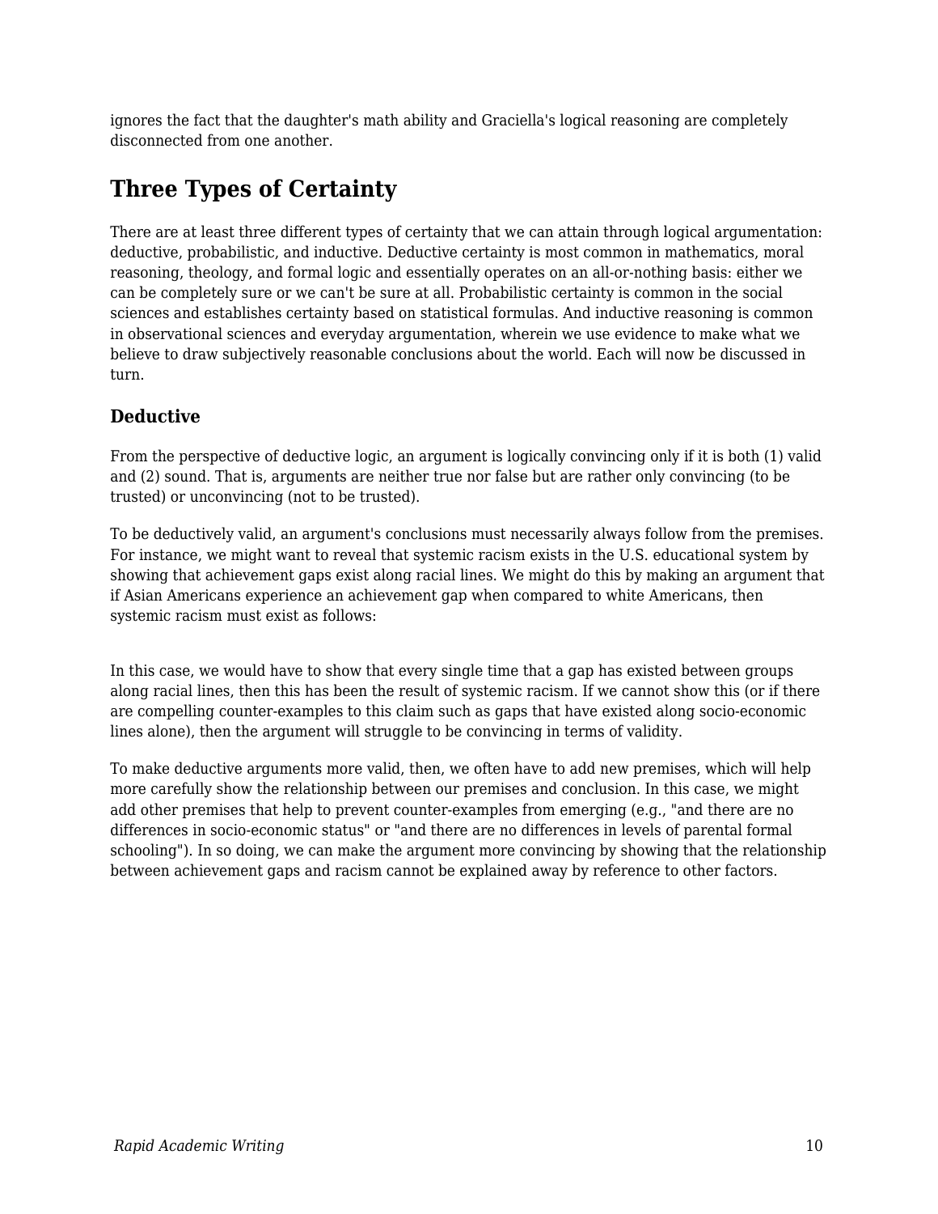ignores the fact that the daughter's math ability and Graciella's logical reasoning are completely disconnected from one another.

## Three Types of Certainty

There are at least three different types of certainty that we can attain through logical argumentation: deductive, probabilistic, and inductive. Deductive certainty is most common in mathematics, moral reasoning, theology, and formal logic and essentially operates on an all-or-nothing basis: either we can be completely sure or we can't be sure at all. Probabilistic certainty is common in the social sciences and establishes certainty based on statistical formulas. And inductive reasoning is common in observational sciences and everyday argumentation, wherein we use evidence to make what we believe to draw subjectively reasonable conclusions about the world. Each will now be discussed in turn.

### Deductive

From the perspective of deductive logic, an argument is logically convincing only if it is both (1) valid and (2) sound. That is, arguments are neither true nor false but are rather only convincing (to be trusted) or unconvincing (not to be trusted).

To be deductively valid, an argument's conclusions must necessarily always follow from the premises. For instance, we might want to reveal that systemic racism exists in the U.S. educational system by showing that achievement gaps exist along racial lines. We might do this by making an argument that if Asian Americans experience an achievement gap when compared to white Americans, then systemic racism must exist as follows:

In this case, we would have to show that every single time that a gap has existed between groups along racial lines, then this has been the result of systemic racism. If we cannot show this (or if there are compelling counter-examples to this claim such as gaps that have existed along socio-economic lines alone), then the argument will struggle to be convincing in terms of validity.

To make deductive arguments more valid, then, we often have to add new premises, which will help more carefully show the relationship between our premises and conclusion. In this case, we might add other premises that help to prevent counter-examples from emerging (e.g., "and there are no differences in socio-economic status" or "and there are no differences in levels of parental formal schooling"). In so doing, we can make the argument more convincing by showing that the relationship between achievement gaps and racism cannot be explained away by reference to other factors.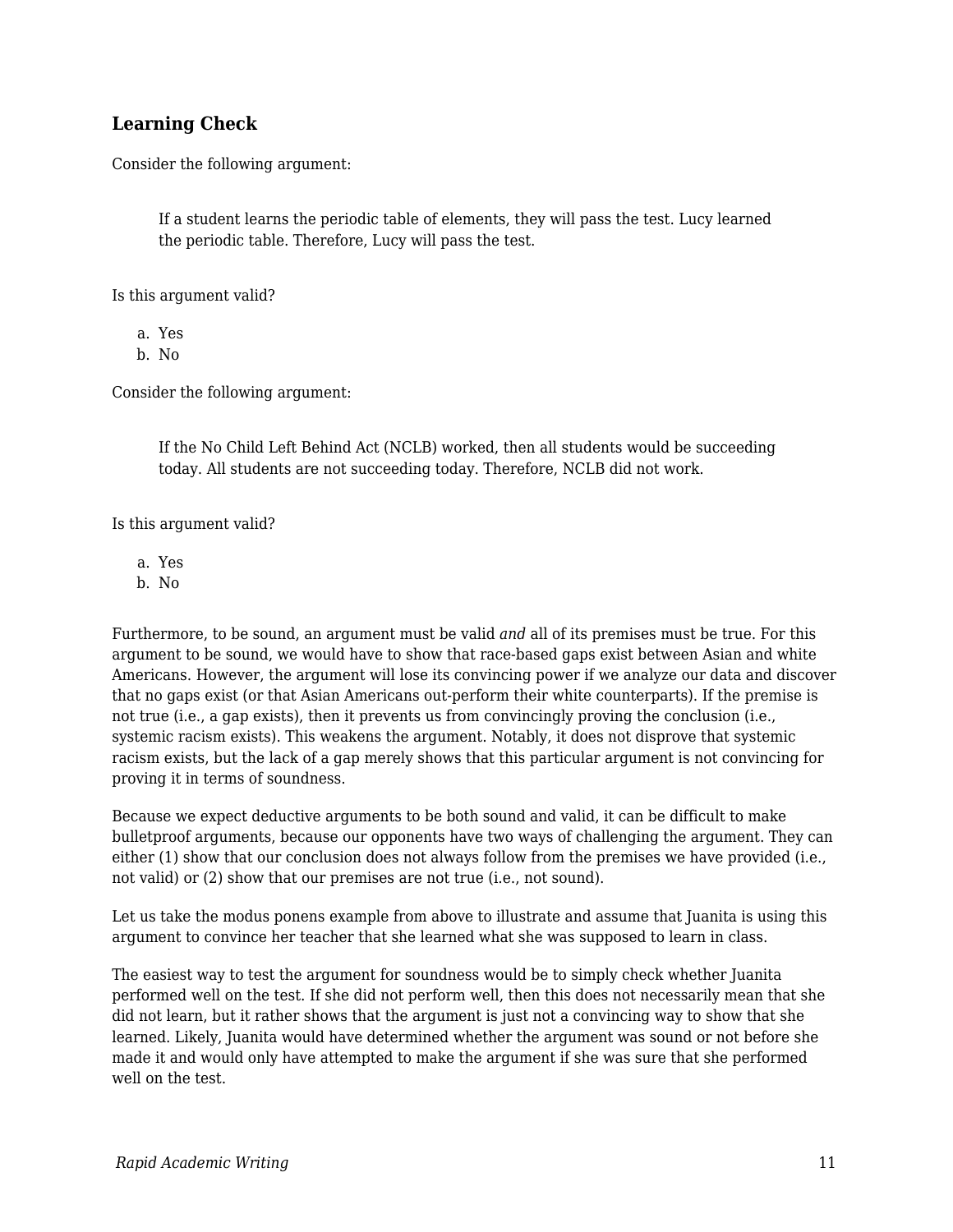### Learning Check

Consider the following argument:

> If a student learns the periodic table of elements, they will pass the test. Lucy learned the periodic table. Therefore, Lucy will pass the test.

Is this argument valid?

a. Yes
b. No

Consider the following argument:

> If the No Child Left Behind Act (NCLB) worked, then all students would be succeeding today. All students are not succeeding today. Therefore, NCLB did not work.

Is this argument valid?

a. Yes
b. No

Furthermore, to be sound, an argument must be valid *and* all of its premises must be true. For this argument to be sound, we would have to show that race-based gaps exist between Asian and white Americans. However, the argument will lose its convincing power if we analyze our data and discover that no gaps exist (or that Asian Americans out-perform their white counterparts). If the premise is not true (i.e., a gap exists), then it prevents us from convincingly proving the conclusion (i.e., systemic racism exists). This weakens the argument. Notably, it does not disprove that systemic racism exists, but the lack of a gap merely shows that this particular argument is not convincing for proving it in terms of soundness.

Because we expect deductive arguments to be both sound and valid, it can be difficult to make bulletproof arguments, because our opponents have two ways of challenging the argument. They can either (1) show that our conclusion does not always follow from the premises we have provided (i.e., not valid) or (2) show that our premises are not true (i.e., not sound).

Let us take the modus ponens example from above to illustrate and assume that Juanita is using this argument to convince her teacher that she learned what she was supposed to learn in class.

The easiest way to test the argument for soundness would be to simply check whether Juanita performed well on the test. If she did not perform well, then this does not necessarily mean that she did not learn, but it rather shows that the argument is just not a convincing way to show that she learned. Likely, Juanita would have determined whether the argument was sound or not before she made it and would only have attempted to make the argument if she was sure that she performed well on the test.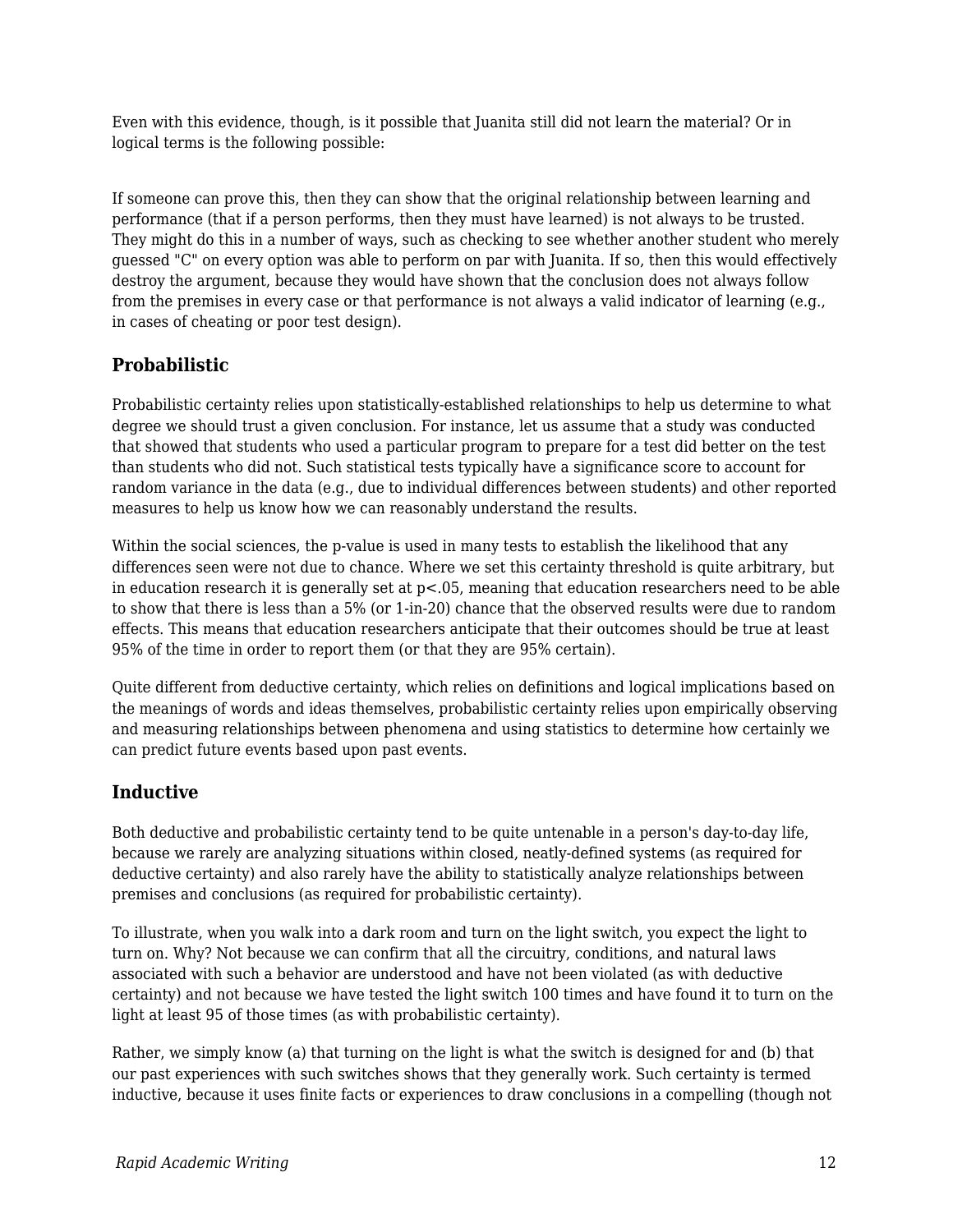Even with this evidence, though, is it possible that Juanita still did not learn the material? Or in logical terms is the following possible:

If someone can prove this, then they can show that the original relationship between learning and performance (that if a person performs, then they must have learned) is not always to be trusted. They might do this in a number of ways, such as checking to see whether another student who merely guessed "C" on every option was able to perform on par with Juanita. If so, then this would effectively destroy the argument, because they would have shown that the conclusion does not always follow from the premises in every case or that performance is not always a valid indicator of learning (e.g., in cases of cheating or poor test design).

### Probabilistic

Probabilistic certainty relies upon statistically-established relationships to help us determine to what degree we should trust a given conclusion. For instance, let us assume that a study was conducted that showed that students who used a particular program to prepare for a test did better on the test than students who did not. Such statistical tests typically have a significance score to account for random variance in the data (e.g., due to individual differences between students) and other reported measures to help us know how we can reasonably understand the results.

Within the social sciences, the p-value is used in many tests to establish the likelihood that any differences seen were not due to chance. Where we set this certainty threshold is quite arbitrary, but in education research it is generally set at $p<.05$, meaning that education researchers need to be able to show that there is less than a 5% (or 1-in-20) chance that the observed results were due to random effects. This means that education researchers anticipate that their outcomes should be true at least 95% of the time in order to report them (or that they are 95% certain).

Quite different from deductive certainty, which relies on definitions and logical implications based on the meanings of words and ideas themselves, probabilistic certainty relies upon empirically observing and measuring relationships between phenomena and using statistics to determine how certainly we can predict future events based upon past events.

### Inductive

Both deductive and probabilistic certainty tend to be quite untenable in a person's day-to-day life, because we rarely are analyzing situations within closed, neatly-defined systems (as required for deductive certainty) and also rarely have the ability to statistically analyze relationships between premises and conclusions (as required for probabilistic certainty).

To illustrate, when you walk into a dark room and turn on the light switch, you expect the light to turn on. Why? Not because we can confirm that all the circuitry, conditions, and natural laws associated with such a behavior are understood and have not been violated (as with deductive certainty) and not because we have tested the light switch 100 times and have found it to turn on the light at least 95 of those times (as with probabilistic certainty).

Rather, we simply know (a) that turning on the light is what the switch is designed for and (b) that our past experiences with such switches shows that they generally work. Such certainty is termed inductive, because it uses finite facts or experiences to draw conclusions in a compelling (though not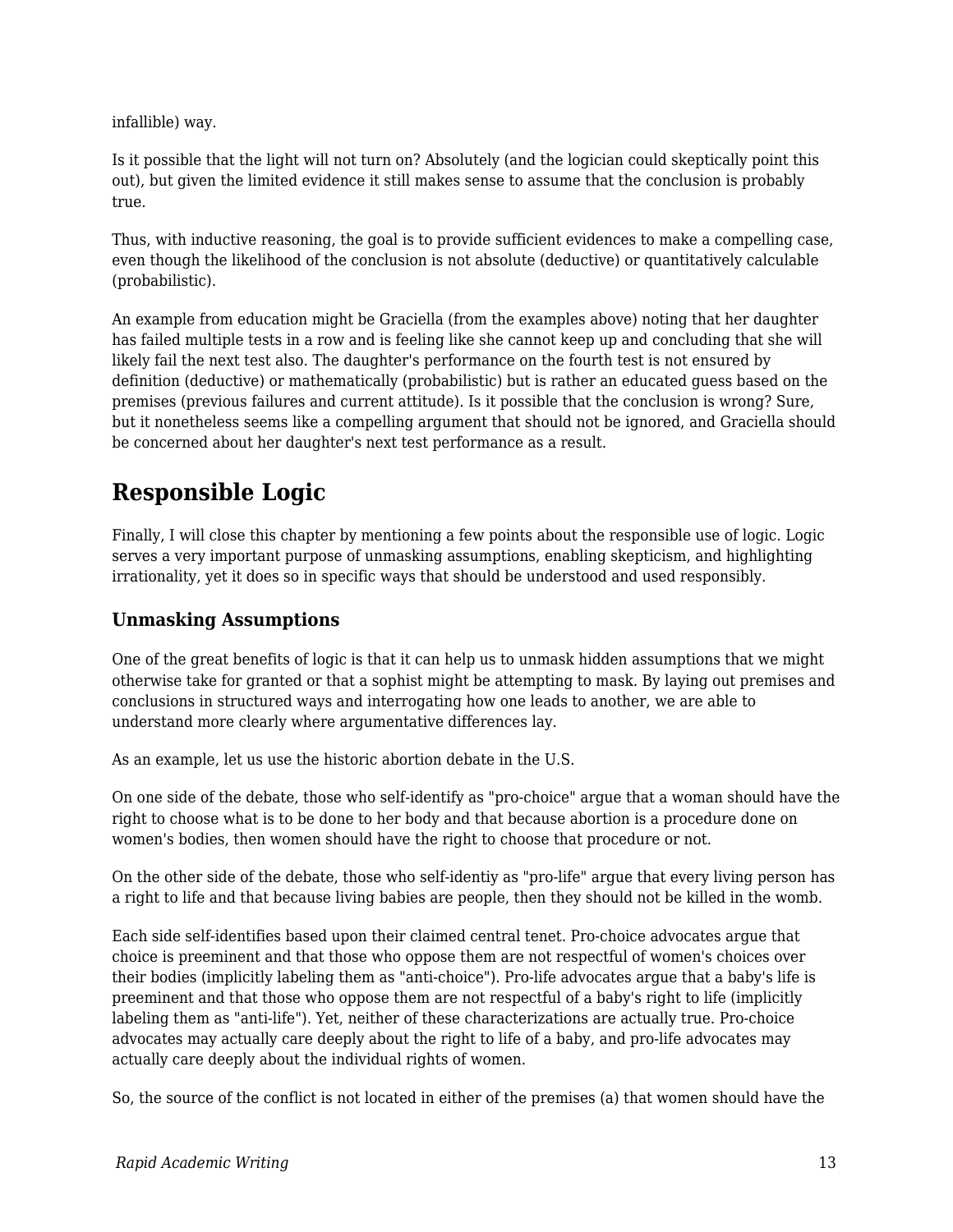infallible) way.

Is it possible that the light will not turn on? Absolutely (and the logician could skeptically point this out), but given the limited evidence it still makes sense to assume that the conclusion is probably true.

Thus, with inductive reasoning, the goal is to provide sufficient evidences to make a compelling case, even though the likelihood of the conclusion is not absolute (deductive) or quantitatively calculable (probabilistic).

An example from education might be Graciella (from the examples above) noting that her daughter has failed multiple tests in a row and is feeling like she cannot keep up and concluding that she will likely fail the next test also. The daughter's performance on the fourth test is not ensured by definition (deductive) or mathematically (probabilistic) but is rather an educated guess based on the premises (previous failures and current attitude). Is it possible that the conclusion is wrong? Sure, but it nonetheless seems like a compelling argument that should not be ignored, and Graciella should be concerned about her daughter's next test performance as a result.

## Responsible Logic

Finally, I will close this chapter by mentioning a few points about the responsible use of logic. Logic serves a very important purpose of unmasking assumptions, enabling skepticism, and highlighting irrationality, yet it does so in specific ways that should be understood and used responsibly.

### Unmasking Assumptions

One of the great benefits of logic is that it can help us to unmask hidden assumptions that we might otherwise take for granted or that a sophist might be attempting to mask. By laying out premises and conclusions in structured ways and interrogating how one leads to another, we are able to understand more clearly where argumentative differences lay.

As an example, let us use the historic abortion debate in the U.S.

On one side of the debate, those who self-identify as "pro-choice" argue that a woman should have the right to choose what is to be done to her body and that because abortion is a procedure done on women's bodies, then women should have the right to choose that procedure or not.

On the other side of the debate, those who self-identiy as "pro-life" argue that every living person has a right to life and that because living babies are people, then they should not be killed in the womb.

Each side self-identifies based upon their claimed central tenet. Pro-choice advocates argue that choice is preeminent and that those who oppose them are not respectful of women's choices over their bodies (implicitly labeling them as "anti-choice"). Pro-life advocates argue that a baby's life is preeminent and that those who oppose them are not respectful of a baby's right to life (implicitly labeling them as "anti-life"). Yet, neither of these characterizations are actually true. Pro-choice advocates may actually care deeply about the right to life of a baby, and pro-life advocates may actually care deeply about the individual rights of women.

So, the source of the conflict is not located in either of the premises (a) that women should have the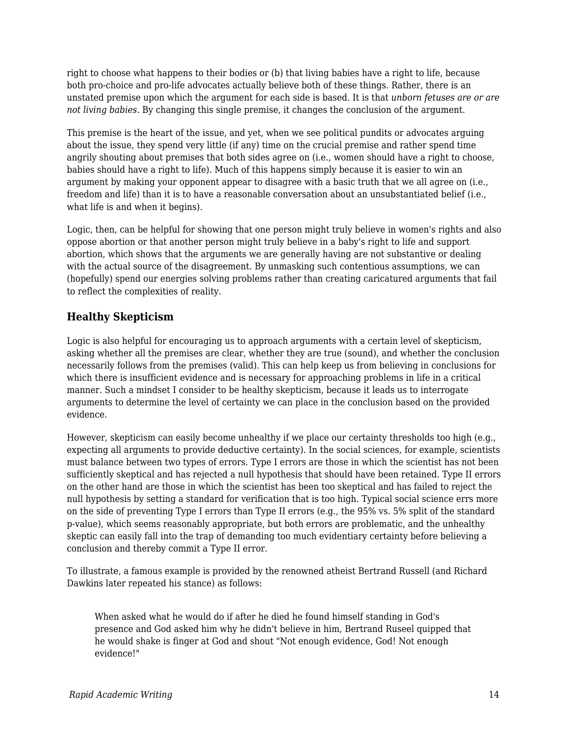right to choose what happens to their bodies or (b) that living babies have a right to life, because both pro-choice and pro-life advocates actually believe both of these things. Rather, there is an unstated premise upon which the argument for each side is based. It is that *unborn fetuses are or are not living babies*. By changing this single premise, it changes the conclusion of the argument.

This premise is the heart of the issue, and yet, when we see political pundits or advocates arguing about the issue, they spend very little (if any) time on the crucial premise and rather spend time angrily shouting about premises that both sides agree on (i.e., women should have a right to choose, babies should have a right to life). Much of this happens simply because it is easier to win an argument by making your opponent appear to disagree with a basic truth that we all agree on (i.e., freedom and life) than it is to have a reasonable conversation about an unsubstantiated belief (i.e., what life is and when it begins).

Logic, then, can be helpful for showing that one person might truly believe in women's rights and also oppose abortion or that another person might truly believe in a baby's right to life and support abortion, which shows that the arguments we are generally having are not substantive or dealing with the actual source of the disagreement. By unmasking such contentious assumptions, we can (hopefully) spend our energies solving problems rather than creating caricatured arguments that fail to reflect the complexities of reality.

### Healthy Skepticism

Logic is also helpful for encouraging us to approach arguments with a certain level of skepticism, asking whether all the premises are clear, whether they are true (sound), and whether the conclusion necessarily follows from the premises (valid). This can help keep us from believing in conclusions for which there is insufficient evidence and is necessary for approaching problems in life in a critical manner. Such a mindset I consider to be healthy skepticism, because it leads us to interrogate arguments to determine the level of certainty we can place in the conclusion based on the provided evidence.

However, skepticism can easily become unhealthy if we place our certainty thresholds too high (e.g., expecting all arguments to provide deductive certainty). In the social sciences, for example, scientists must balance between two types of errors. Type I errors are those in which the scientist has not been sufficiently skeptical and has rejected a null hypothesis that should have been retained. Type II errors on the other hand are those in which the scientist has been too skeptical and has failed to reject the null hypothesis by setting a standard for verification that is too high. Typical social science errs more on the side of preventing Type I errors than Type II errors (e.g., the 95% vs. 5% split of the standard p-value), which seems reasonably appropriate, but both errors are problematic, and the unhealthy skeptic can easily fall into the trap of demanding too much evidentiary certainty before believing a conclusion and thereby commit a Type II error.

To illustrate, a famous example is provided by the renowned atheist Bertrand Russell (and Richard Dawkins later repeated his stance) as follows:

> When asked what he would do if after he died he found himself standing in God's presence and God asked him why he didn't believe in him, Bertrand Ruseel quipped that he would shake is finger at God and shout "Not enough evidence, God! Not enough evidence!"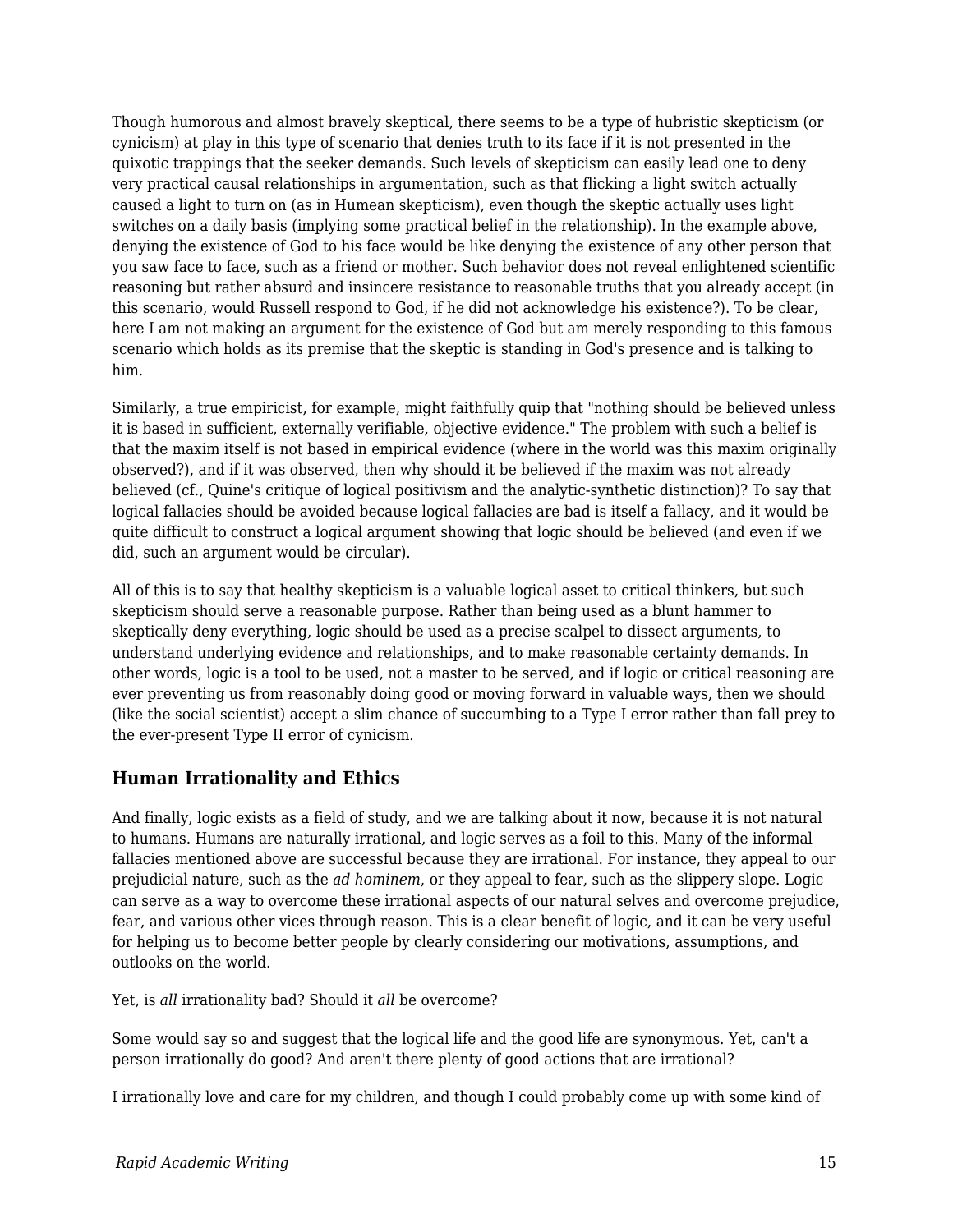Though humorous and almost bravely skeptical, there seems to be a type of hubristic skepticism (or cynicism) at play in this type of scenario that denies truth to its face if it is not presented in the quixotic trappings that the seeker demands. Such levels of skepticism can easily lead one to deny very practical causal relationships in argumentation, such as that flicking a light switch actually caused a light to turn on (as in Humean skepticism), even though the skeptic actually uses light switches on a daily basis (implying some practical belief in the relationship). In the example above, denying the existence of God to his face would be like denying the existence of any other person that you saw face to face, such as a friend or mother. Such behavior does not reveal enlightened scientific reasoning but rather absurd and insincere resistance to reasonable truths that you already accept (in this scenario, would Russell respond to God, if he did not acknowledge his existence?). To be clear, here I am not making an argument for the existence of God but am merely responding to this famous scenario which holds as its premise that the skeptic is standing in God's presence and is talking to him.

Similarly, a true empiricist, for example, might faithfully quip that "nothing should be believed unless it is based in sufficient, externally verifiable, objective evidence." The problem with such a belief is that the maxim itself is not based in empirical evidence (where in the world was this maxim originally observed?), and if it was observed, then why should it be believed if the maxim was not already believed (cf., Quine's critique of logical positivism and the analytic-synthetic distinction)? To say that logical fallacies should be avoided because logical fallacies are bad is itself a fallacy, and it would be quite difficult to construct a logical argument showing that logic should be believed (and even if we did, such an argument would be circular).

All of this is to say that healthy skepticism is a valuable logical asset to critical thinkers, but such skepticism should serve a reasonable purpose. Rather than being used as a blunt hammer to skeptically deny everything, logic should be used as a precise scalpel to dissect arguments, to understand underlying evidence and relationships, and to make reasonable certainty demands. In other words, logic is a tool to be used, not a master to be served, and if logic or critical reasoning are ever preventing us from reasonably doing good or moving forward in valuable ways, then we should (like the social scientist) accept a slim chance of succumbing to a Type I error rather than fall prey to the ever-present Type II error of cynicism.

### Human Irrationality and Ethics

And finally, logic exists as a field of study, and we are talking about it now, because it is not natural to humans. Humans are naturally irrational, and logic serves as a foil to this. Many of the informal fallacies mentioned above are successful because they are irrational. For instance, they appeal to our prejudicial nature, such as the *ad hominem*, or they appeal to fear, such as the slippery slope. Logic can serve as a way to overcome these irrational aspects of our natural selves and overcome prejudice, fear, and various other vices through reason. This is a clear benefit of logic, and it can be very useful for helping us to become better people by clearly considering our motivations, assumptions, and outlooks on the world.

Yet, is *all* irrationality bad? Should it *all* be overcome?

Some would say so and suggest that the logical life and the good life are synonymous. Yet, can't a person irrationally do good? And aren't there plenty of good actions that are irrational?

I irrationally love and care for my children, and though I could probably come up with some kind of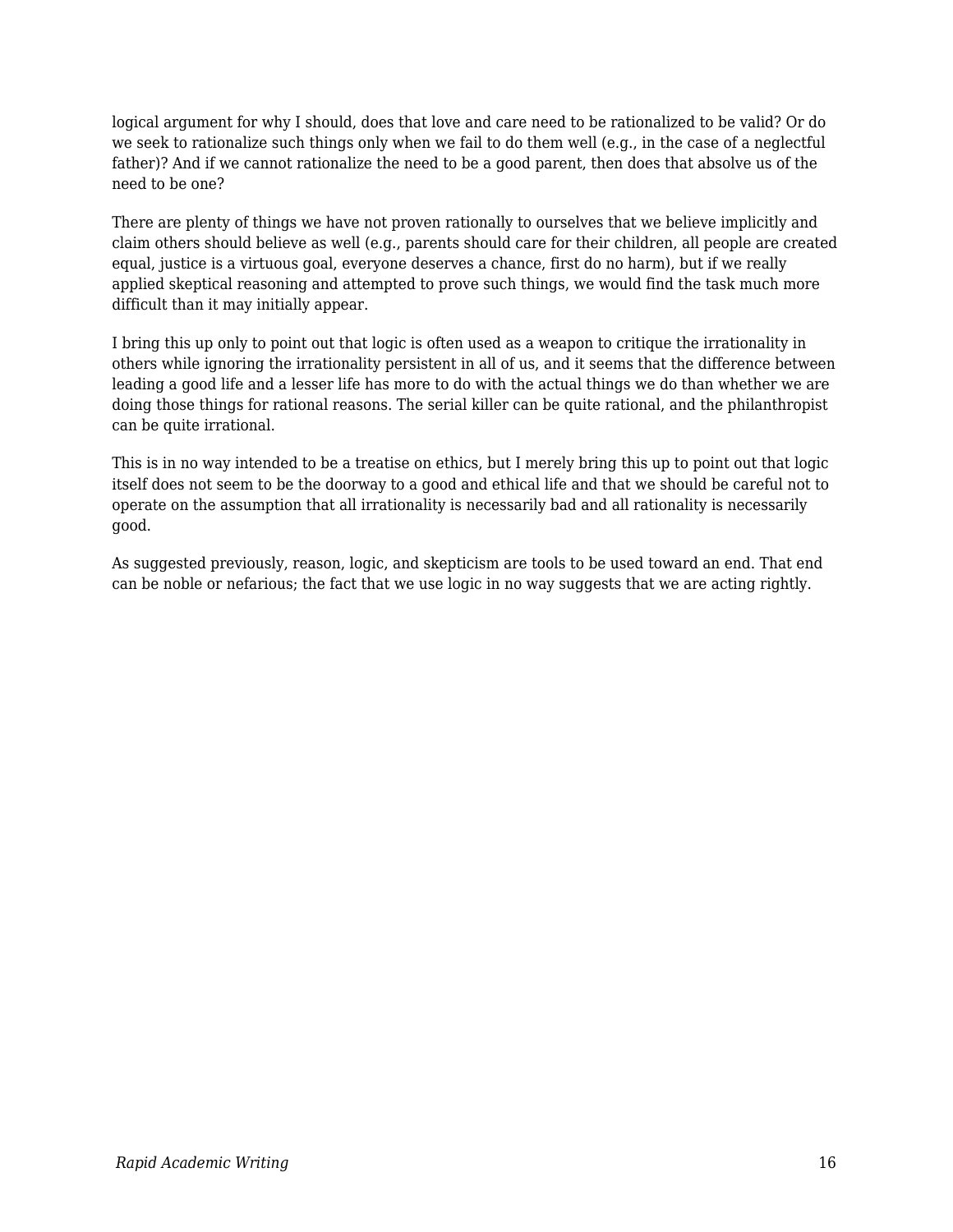logical argument for why I should, does that love and care need to be rationalized to be valid? Or do we seek to rationalize such things only when we fail to do them well (e.g., in the case of a neglectful father)? And if we cannot rationalize the need to be a good parent, then does that absolve us of the need to be one?

There are plenty of things we have not proven rationally to ourselves that we believe implicitly and claim others should believe as well (e.g., parents should care for their children, all people are created equal, justice is a virtuous goal, everyone deserves a chance, first do no harm), but if we really applied skeptical reasoning and attempted to prove such things, we would find the task much more difficult than it may initially appear.

I bring this up only to point out that logic is often used as a weapon to critique the irrationality in others while ignoring the irrationality persistent in all of us, and it seems that the difference between leading a good life and a lesser life has more to do with the actual things we do than whether we are doing those things for rational reasons. The serial killer can be quite rational, and the philanthropist can be quite irrational.

This is in no way intended to be a treatise on ethics, but I merely bring this up to point out that logic itself does not seem to be the doorway to a good and ethical life and that we should be careful not to operate on the assumption that all irrationality is necessarily bad and all rationality is necessarily good.

As suggested previously, reason, logic, and skepticism are tools to be used toward an end. That end can be noble or nefarious; the fact that we use logic in no way suggests that we are acting rightly.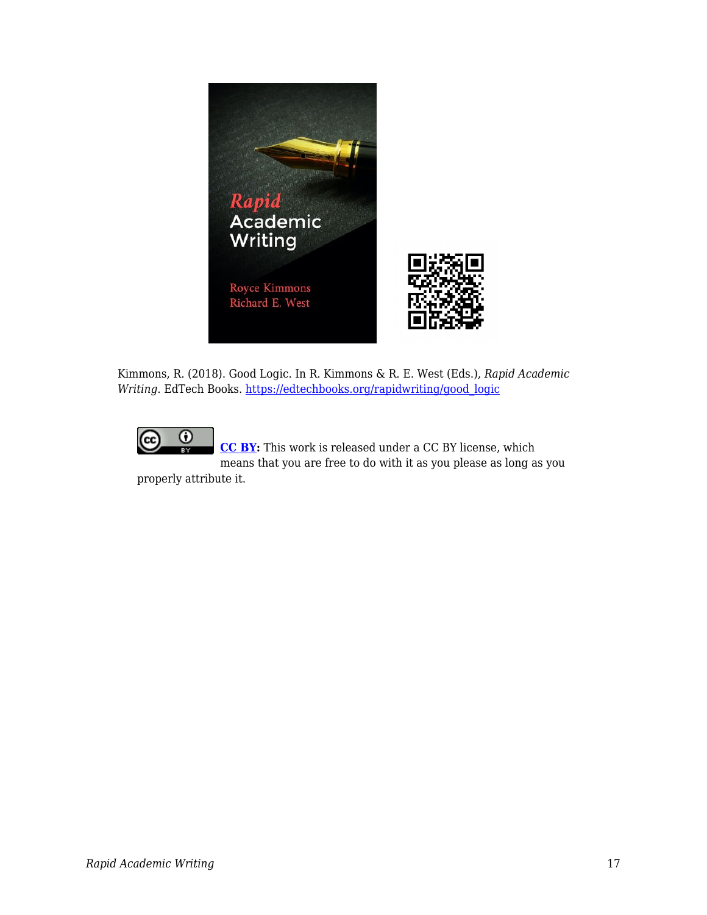Kimmons, R. (2018). Good Logic. In R. Kimmons & R. E. West (Eds.), *Rapid Academic Writing*. EdTech Books. https://edtechbooks.org/rapidwriting/good_logic

**CC BY:** This work is released under a CC BY license, which means that you are free to do with it as you please as long as you properly attribute it.